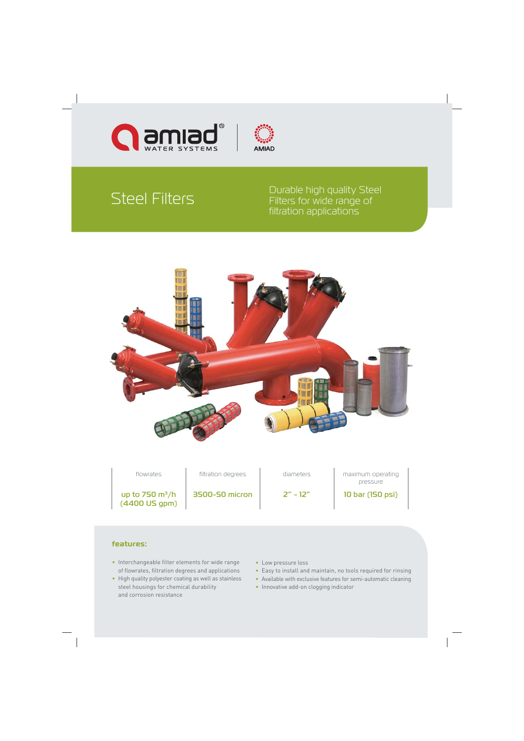amiad® WATER SYSTEMS | AMIAD

# Steel Filters

Durable high quality Steel Filters for wide range of filtration applications

| flowrates | filtration degrees | diameters | maximum operating pressure |
|---|---|---|---|
| up to 750 $m^3/h$ (4400 US gpm) | 3500-50 micron | 2" - 12" | 10 bar (150 psi) |

## features:

- Interchangeable filter elements for wide range of flowrates, filtration degrees and applications
- High quality polyester coating as well as stainless steel housings for chemical durability and corrosion resistance
- Low pressure loss
- Easy to install and maintain, no tools required for rinsing
- Available with exclusive features for semi-automatic cleaning
- Innovative add-on clogging indicator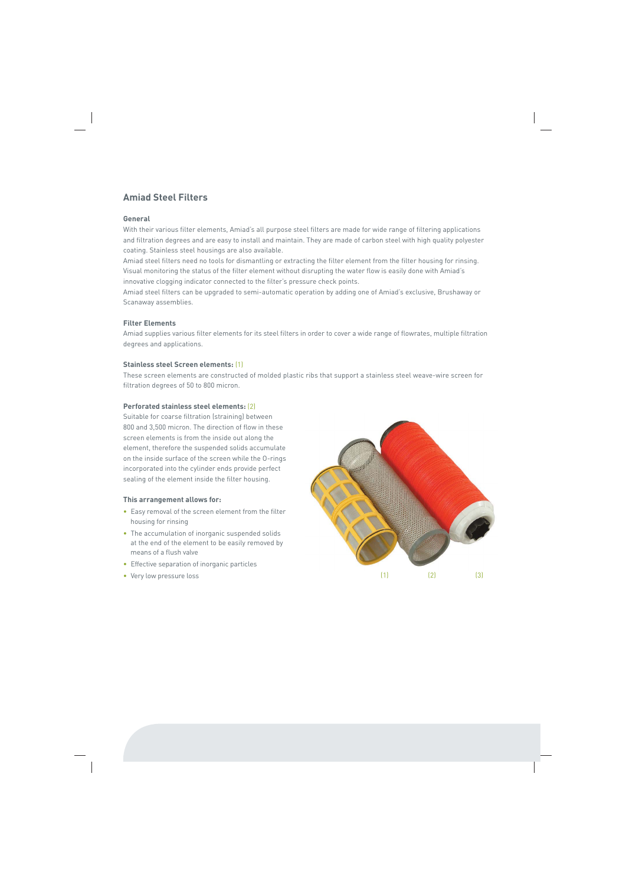## Amiad Steel Filters

### General

With their various filter elements, Amiad's all purpose steel filters are made for wide range of filtering applications and filtration degrees and are easy to install and maintain. They are made of carbon steel with high quality polyester coating. Stainless steel housings are also available.

Amiad steel filters need no tools for dismantling or extracting the filter element from the filter housing for rinsing. Visual monitoring the status of the filter element without disrupting the water flow is easily done with Amiad's innovative clogging indicator connected to the filter's pressure check points.

Amiad steel filters can be upgraded to semi-automatic operation by adding one of Amiad's exclusive, Brushaway or Scanaway assemblies.

### Filter Elements

Amiad supplies various filter elements for its steel filters in order to cover a wide range of flowrates, multiple filtration degrees and applications.

### Stainless steel Screen elements: (1)

These screen elements are constructed of molded plastic ribs that support a stainless steel weave-wire screen for filtration degrees of 50 to 800 micron.

### Perforated stainless steel elements: (2)

Suitable for coarse filtration (straining) between 800 and 3,500 micron. The direction of flow in these screen elements is from the inside out along the element, therefore the suspended solids accumulate on the inside surface of the screen while the O-rings incorporated into the cylinder ends provide perfect sealing of the element inside the filter housing.

### This arrangement allows for:

- Easy removal of the screen element from the filter housing for rinsing
- The accumulation of inorganic suspended solids at the end of the element to be easily removed by means of a flush valve
- Effective separation of inorganic particles
- Very low pressure loss

(1) (2) (3)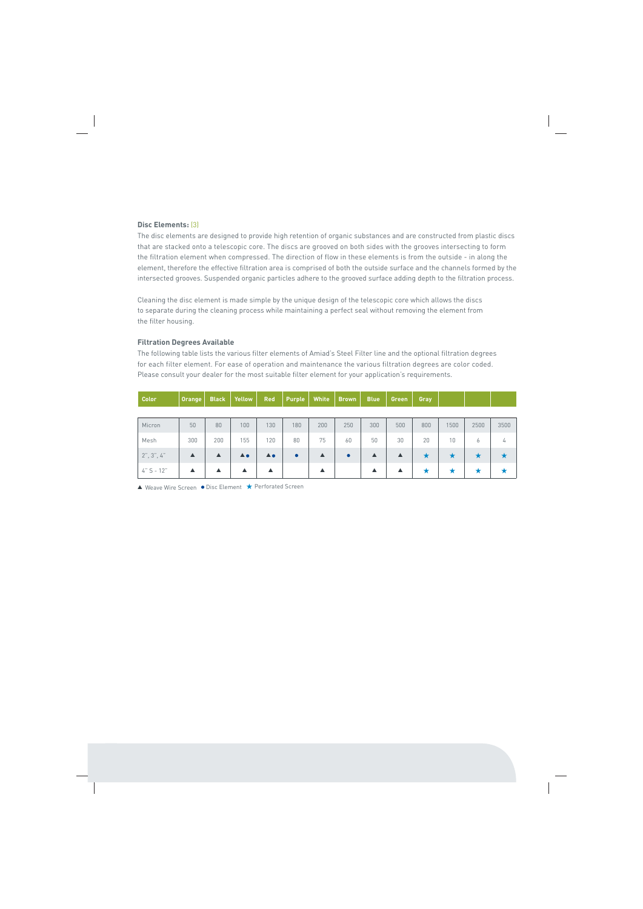**Disc Elements:** (3)

The disc elements are designed to provide high retention of organic substances and are constructed from plastic discs that are stacked onto a telescopic core. The discs are grooved on both sides with the grooves intersecting to form the filtration element when compressed. The direction of flow in these elements is from the outside - in along the element, therefore the effective filtration area is comprised of both the outside surface and the channels formed by the intersected grooves. Suspended organic particles adhere to the grooved surface adding depth to the filtration process.

Cleaning the disc element is made simple by the unique design of the telescopic core which allows the discs to separate during the cleaning process while maintaining a perfect seal without removing the element from the filter housing.

**Filtration Degrees Available**

The following table lists the various filter elements of Amiad's Steel Filter line and the optional filtration degrees for each filter element. For ease of operation and maintenance the various filtration degrees are color coded. Please consult your dealer for the most suitable filter element for your application's requirements.

| Color | Orange | Black | Yellow | Red | Purple | White | Brown | Blue | Green | Gray | | | |
|---|---|---|---|---|---|---|---|---|---|---|---|---|---|
| Micron | 50 | 80 | 100 | 130 | 180 | 200 | 250 | 300 | 500 | 800 | 1500 | 2500 | 3500 |
| Mesh | 300 | 200 | 155 | 120 | 80 | 75 | 60 | 50 | 30 | 20 | 10 | 6 | 4 |
| 2", 3", 4" | ▲ | ▲ | ▲● | ▲● | ● | ▲ | ● | ▲ | ▲ | ★ | ★ | ★ | ★ |
| 4" S - 12" | ▲ | ▲ | ▲ | ▲ | | ▲ | | ▲ | ▲ | ★ | ★ | ★ | ★ |

▲ Weave Wire Screen ● Disc Element ★ Perforated Screen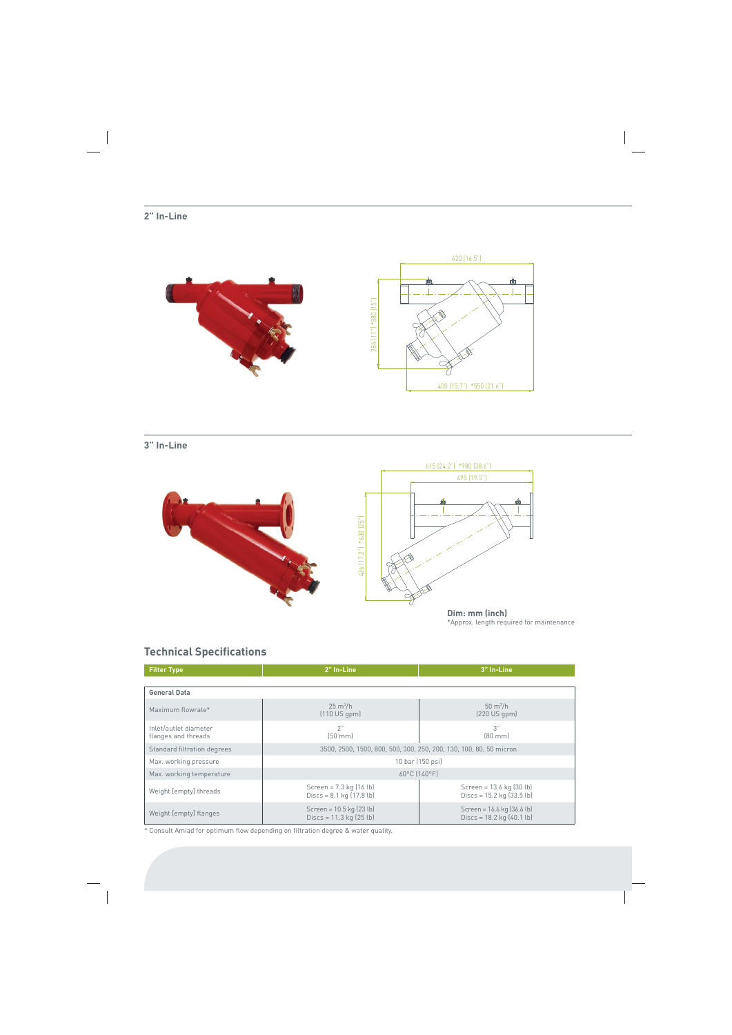## 2" In-Line

420 [16.5"]

284 [11"] *380 [15"]

400 [15.7"] *550 [21.6"]

## 3" In-Line

615 [24.2"] *980 [38.6"]

495 [19.5"]

436 [17.2"] *630 [25"]

**Dim: mm (inch)**
*Approx. length required for maintenance

## Technical Specifications

| Filter Type | 2" In-Line | 3" In-Line |
|---|---|---|
| **General Data** | | |
| Maximum flowrate* | 25 $m^3$/h (110 US gpm) | 50 $m^3$/h (220 US gpm) |
| Inlet/outlet diameter flanges and threads | 2" (50 mm) | 3" (80 mm) |
| Standard filtration degrees | 3500, 2500, 1500, 800, 500, 300, 250, 200, 130, 100, 80, 50 micron | |
| Max. working pressure | 10 bar (150 psi) | |
| Max. working temperature | 60°C (140°F) | |
| Weight (empty) threads | Screen = 7.3 kg (16 lb) Discs = 8.1 kg (17.8 lb) | Screen = 13.6 kg (30 lb) Discs = 15.2 kg (33.5 lb) |
| Weight (empty) flanges | Screen = 10.5 kg (23 lb) Discs = 11.3 kg (25 lb) | Screen = 16.6 kg (36.6 lb) Discs = 18.2 kg (40.1 lb) |

* Consult Amiad for optimum flow depending on filtration degree & water quality.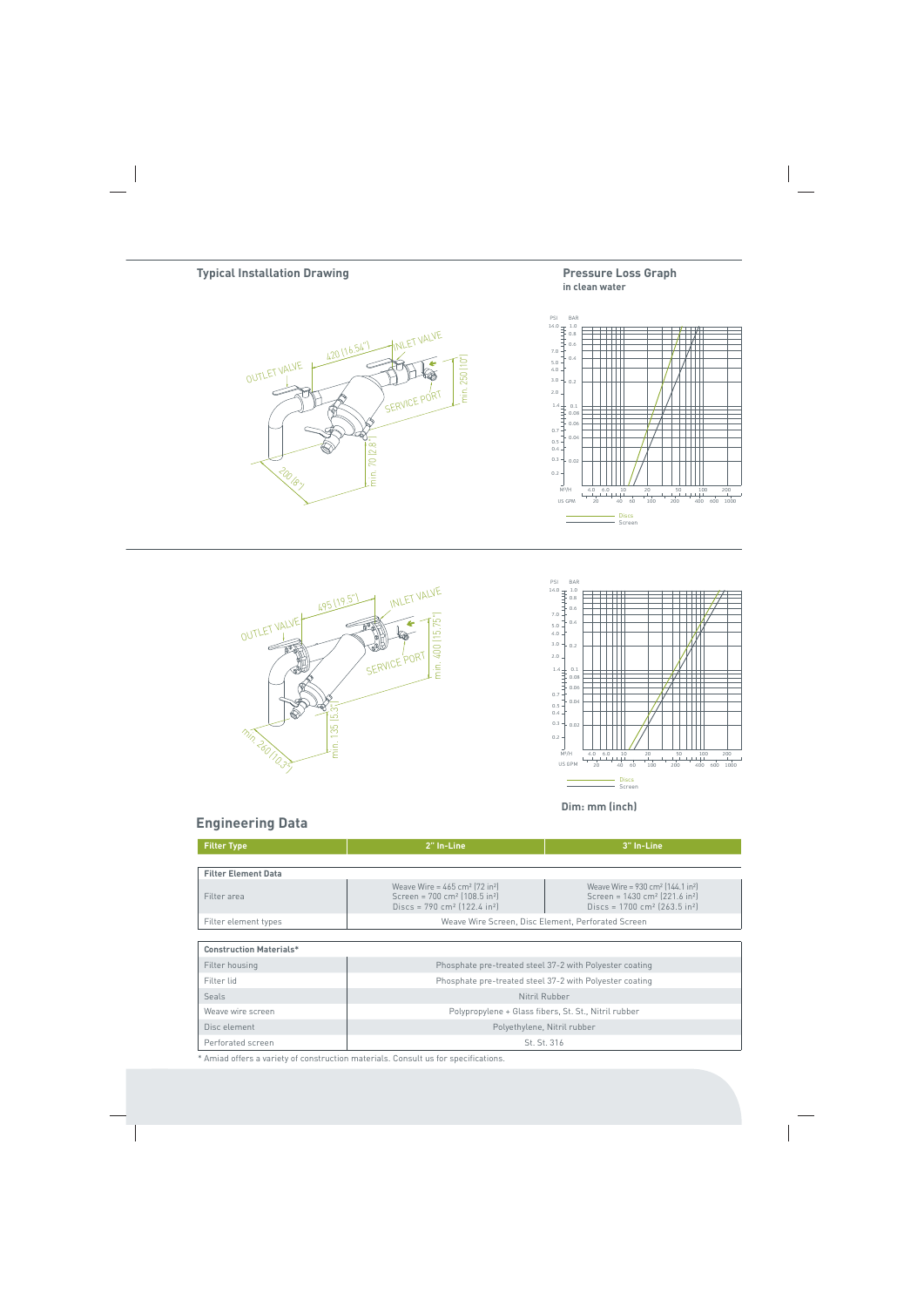## Typical Installation Drawing

OUTLET VALVE
420 (16.54")
INLET VALVE
SERVICE PORT
min. 250 (10")
min. 70 (2.8")
200 (8")

## Pressure Loss Graph
**in clean water**

Discs
Screen

OUTLET VALVE
495 (19.5")
INLET VALVE
SERVICE PORT
min. 400 (15.75")
min. 135 (5.3")
min. 260 (10.3")

Discs
Screen

**Dim: mm (inch)**

## Engineering Data

| Filter Type | 2" In-Line | 3" In-Line |
|---|---|---|
| **Filter Element Data** | | |
| Filter area | Weave Wire = 465 cm² (72 in²)<br>Screen = 700 cm² (108.5 in²)<br>Discs = 790 cm² (122.4 in²) | Weave Wire = 930 cm² (144.1 in²)<br>Screen = 1430 cm² (221.6 in²)<br>Discs = 1700 cm² (263.5 in²) |
| Filter element types | Weave Wire Screen, Disc Element, Perforated Screen | |

| Construction Materials* | |
|---|---|
| Filter housing | Phosphate pre-treated steel 37-2 with Polyester coating |
| Filter lid | Phosphate pre-treated steel 37-2 with Polyester coating |
| Seals | Nitril Rubber |
| Weave wire screen | Polypropylene + Glass fibers, St. St., Nitril rubber |
| Disc element | Polyethylene, Nitril rubber |
| Perforated screen | St. St. 316 |

* Amiad offers a variety of construction materials. Consult us for specifications.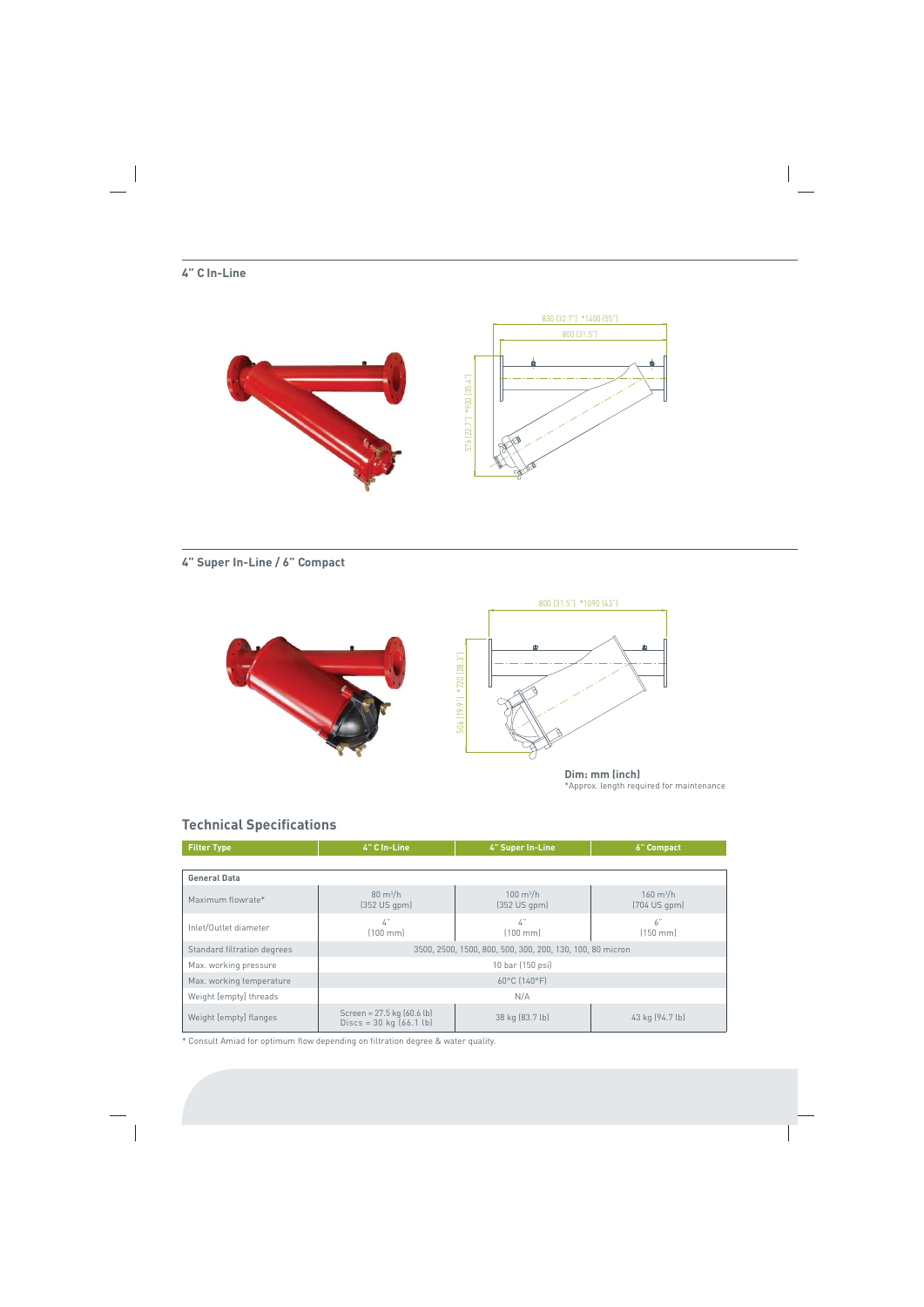## 4" C In-Line

830 [32.7"] *1400 [55"]

800 [31.5"]

576 [22.7"] *900 [35.4"]

## 4" Super In-Line / 6" Compact

800 [31.5"] *1090 [43"]

506 [19.9"] *720 [28.3"]

**Dim: mm (inch)**
*Approx. length required for maintenance

## Technical Specifications

| Filter Type | 4" C In-Line | 4" Super In-Line | 6" Compact |
|---|---|---|---|
| **General Data** | | | |
| Maximum flowrate* | 80 m³/h (352 US gpm) | 100 m³/h (352 US gpm) | 160 m³/h (704 US gpm) |
| Inlet/Outlet diameter | 4" (100 mm) | 4" (100 mm) | 6" (150 mm) |
| Standard filtration degrees | 3500, 2500, 1500, 800, 500, 300, 200, 130, 100, 80 micron | | |
| Max. working pressure | 10 bar (150 psi) | | |
| Max. working temperature | 60°C (140°F) | | |
| Weight (empty) threads | N/A | | |
| Weight (empty) flanges | Screen = 27.5 kg (60.6 lb) Discs = 30 kg (66.1 lb) | 38 kg (83.7 lb) | 43 kg (94.7 lb) |

* Consult Amiad for optimum flow depending on filtration degree & water quality.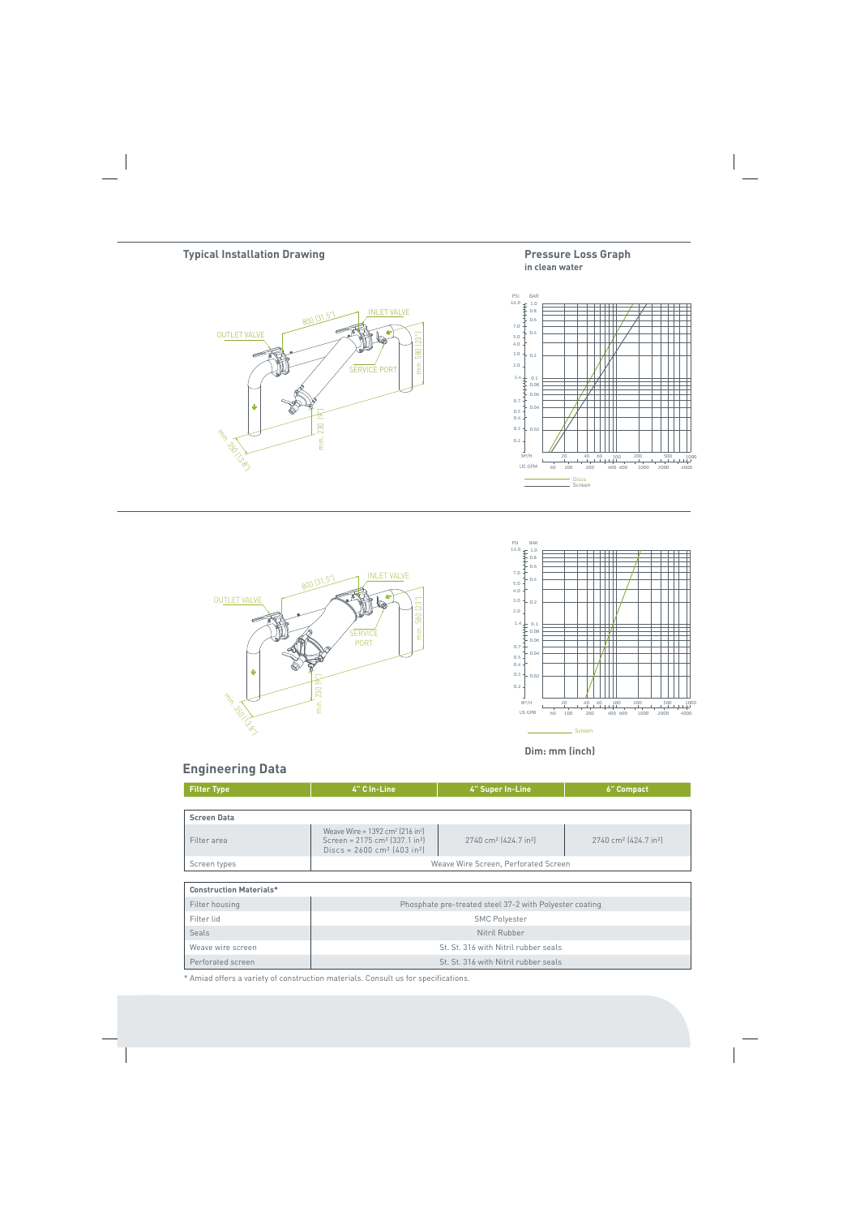## Typical Installation Drawing

OUTLET VALVE

800 (31.5")

INLET VALVE

SERVICE PORT

min. 580 (23")

min. 230 (9")

min. 350 (13.8")

## Pressure Loss Graph

**in clean water**

PSI BAR

M³/H

US GPM

Discs

Screen

OUTLET VALVE

800 (31.5")

INLET VALVE

SERVICE PORT

min. 580 (23")

min. 230 (9")

min. 350 (13.8")

PSI BAR

M³/H

US GPM

Screen

**Dim: mm (inch)**

## Engineering Data

| Filter Type | 4" C In-Line | 4" Super In-Line | 6" Compact |
|---|---|---|---|
| **Screen Data** | | | |
| Filter area | Weave Wire = 1392 cm² (216 in²) Screen = 2175 cm² (337.1 in²) Discs = 2600 cm² (403 in²) | 2740 cm² (424.7 in²) | 2740 cm² (424.7 in²) |
| Screen types | Weave Wire Screen, Perforated Screen | | |

| Construction Materials* | |
|---|---|
| Filter housing | Phosphate pre-treated steel 37-2 with Polyester coating |
| Filter lid | SMC Polyester |
| Seals | Nitril Rubber |
| Weave wire screen | St. St. 316 with Nitril rubber seals |
| Perforated screen | St. St. 316 with Nitril rubber seals |

* Amiad offers a variety of construction materials. Consult us for specifications.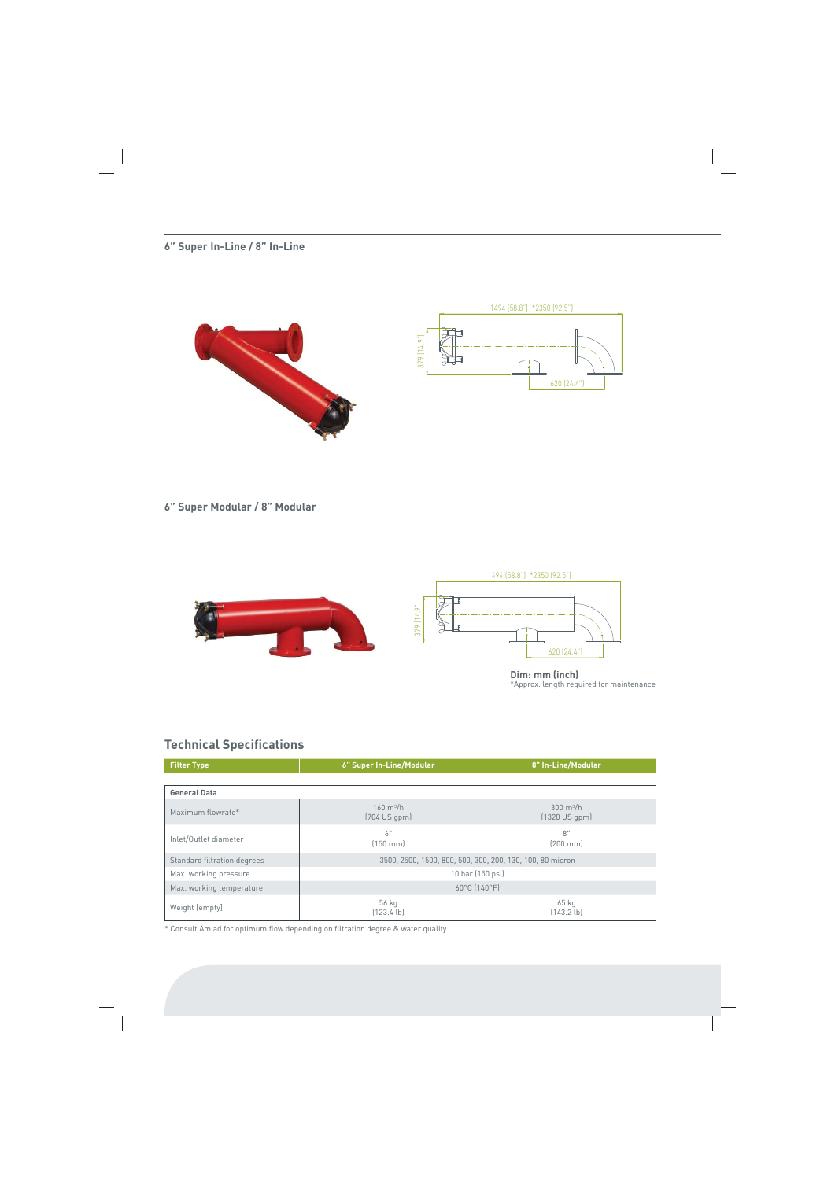## 6" Super In-Line / 8" In-Line

1494 (58.8") *2350 (92.5")

379 (14.9")

620 (24.4")

## 6" Super Modular / 8" Modular

1494 (58.8") *2350 (92.5")

379 (14.9")

620 (24.4")

**Dim: mm (inch)**
*Approx. length required for maintenance

## Technical Specifications

| Filter Type | 6" Super In-Line/Modular | 8" In-Line/Modular |
|---|---|---|
| **General Data** | | |
| Maximum flowrate* | 160 $m^3/h$ (704 US gpm) | 300 $m^3/h$ (1320 US gpm) |
| Inlet/Outlet diameter | 6" (150 mm) | 8" (200 mm) |
| Standard filtration degrees | 3500, 2500, 1500, 800, 500, 300, 200, 130, 100, 80 micron | |
| Max. working pressure | 10 bar (150 psi) | |
| Max. working temperature | 60°C (140°F) | |
| Weight (empty) | 56 kg (123.4 lb) | 65 kg (143.2 lb) |

* Consult Amiad for optimum flow depending on filtration degree & water quality.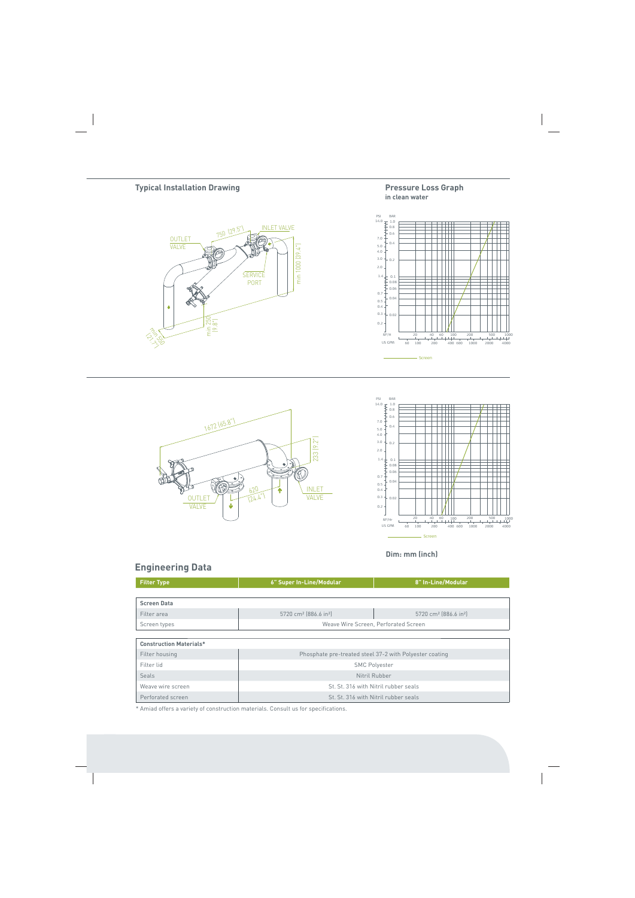## Typical Installation Drawing

OUTLET VALVE

750 (29.5")

INLET VALVE

SERVICE PORT

min 1000 (39.4")

min 250 (9.8")

min 550 (21.7")

## Pressure Loss Graph

**in clean water**

Screen

1672 (65.8")

233 (9.2")

620 (24.4")

OUTLET VALVE

INLET VALVE

Screen

**Dim: mm (inch)**

## Engineering Data

| Filter Type | 6" Super In-Line/Modular | 8" In-Line/Modular |
|---|---|---|
| **Screen Data** | | |
| Filter area | 5720 cm² (886.6 in²) | 5720 cm² (886.6 in²) |
| Screen types | Weave Wire Screen, Perforated Screen | |

| Construction Materials* | |
|---|---|
| Filter housing | Phosphate pre-treated steel 37-2 with Polyester coating |
| Filter lid | SMC Polyester |
| Seals | Nitril Rubber |
| Weave wire screen | St. St. 316 with Nitril rubber seals |
| Perforated screen | St. St. 316 with Nitril rubber seals |

\* Amiad offers a variety of construction materials. Consult us for specifications.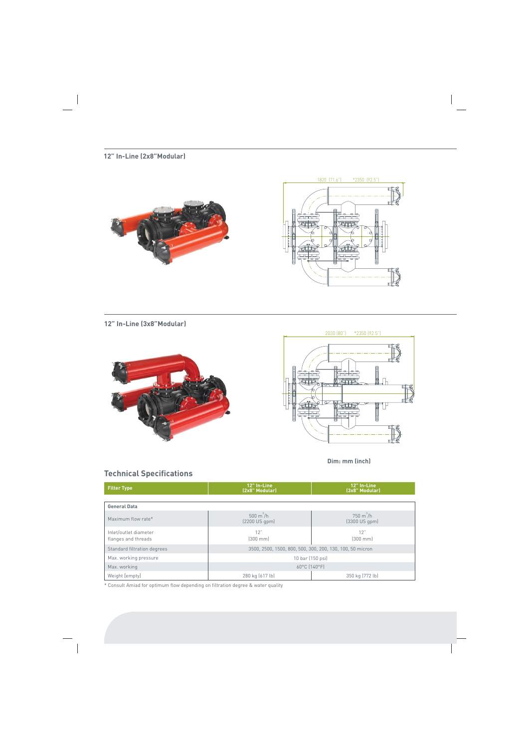## 12" In-Line (2x8"Modular)

1820 [71.6"] *2350 [92.5"]

## 12" In-Line (3x8"Modular)

2030 [80"] *2350 [92.5"]

**Dim: mm (inch)**

## Technical Specifications

| Filter Type | 12" In-Line (2x8" Modular) | 12" In-Line (3x8" Modular) |
|---|---|---|
| **General Data** | | |
| Maximum flow rate* | 500 $m^3/h$ (2200 US gpm) | 750 $m^3/h$ (3300 US gpm) |
| Inlet/outlet diameter flanges and threads | 12" (300 mm) | 12" (300 mm) |
| Standard filtration degrees | 3500, 2500, 1500, 800, 500, 300, 200, 130, 100, 50 micron | |
| Max. working pressure | 10 bar (150 psi) | |
| Max. working | 60°C (140°F) | |
| Weight (empty) | 280 kg (617 lb) | 350 kg (772 lb) |

\* Consult Amiad for optimum flow depending on filtration degree & water quality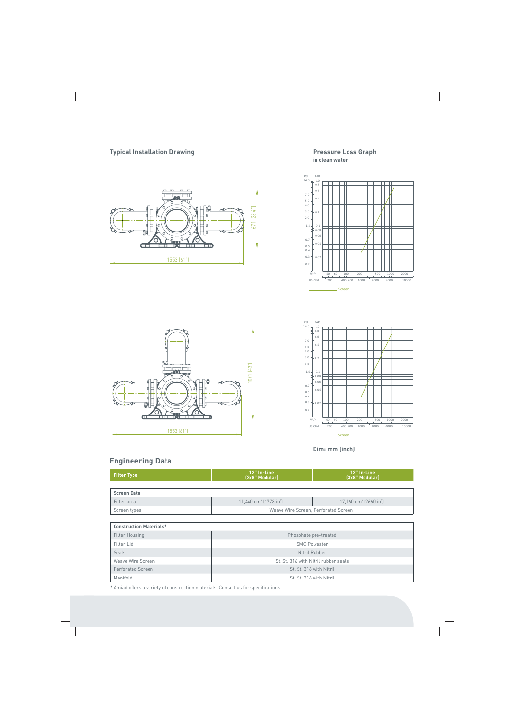## Typical Installation Drawing

1553 (61")

671 (26.4")

## Pressure Loss Graph

**in clean water**

PSI BAR

Screen

1553 (61")

1091 (43")

Screen

**Dim: mm (inch)**

## Engineering Data

| Filter Type | 12" In-Line (2x8" Modular) | 12" In-Line (3x8" Modular) |
|---|---|---|
| **Screen Data** | | |
| Filter area | 11,440 $cm^2$ (1773 $in^2$) | 17,160 $cm^2$ (2660 $in^2$) |
| Screen types | Weave Wire Screen, Perforated Screen | |
| **Construction Materials*** | | |
| Filter Housing | Phosphate pre-treated | |
| Filter Lid | SMC Polyester | |
| Seals | Nitril Rubber | |
| Weave Wire Screen | St. St. 316 with Nitril rubber seals | |
| Perforated Screen | St. St. 316 with Nitril | |
| Manifold | St. St. 316 with Nitril | |

* Amiad offers a variety of construction materials. Consult us for specifications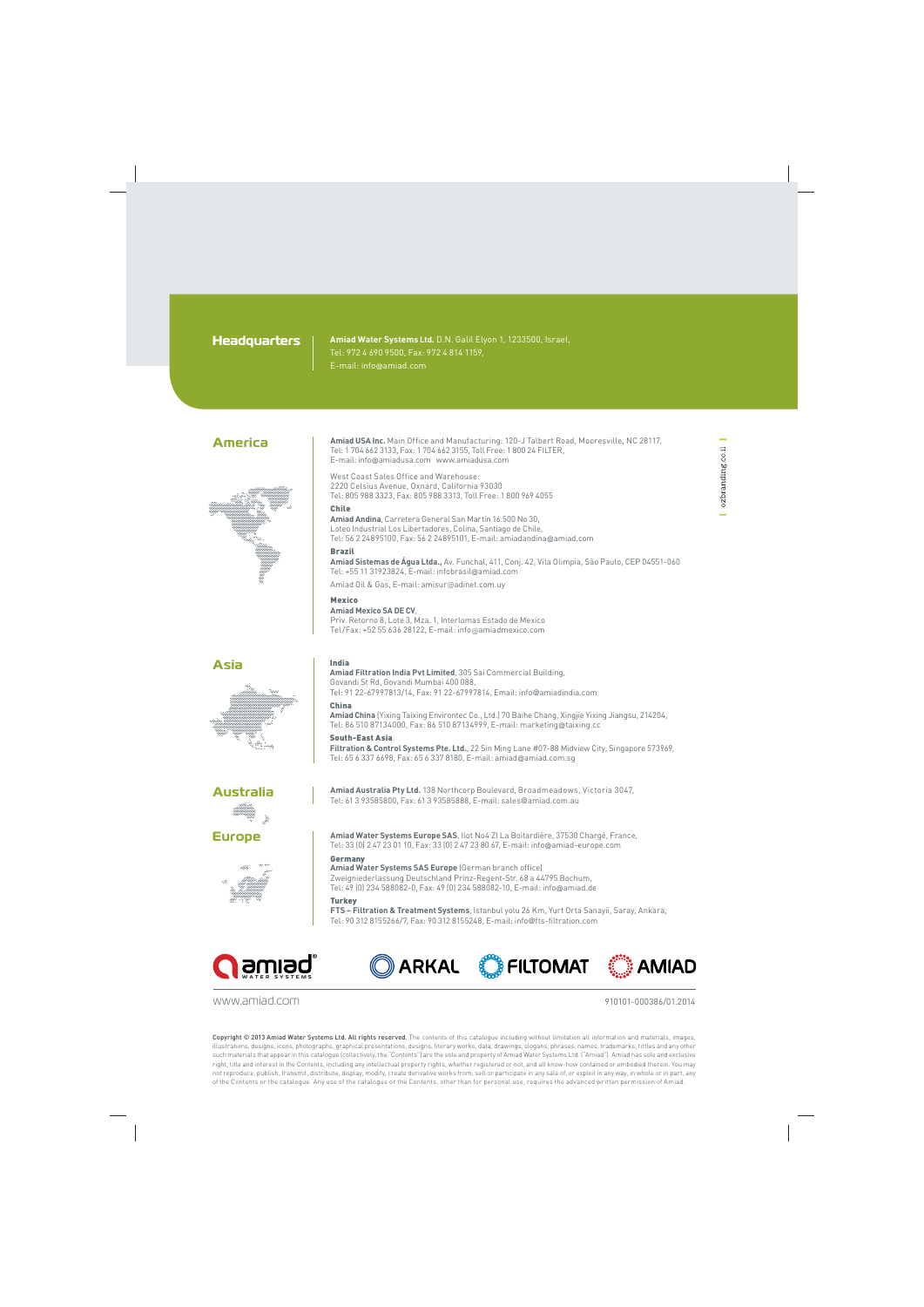## Headquarters

**Amiad Water Systems Ltd.** D.N. Galil Elyon 1, 1233500, Israel,
Tel: 972 4 690 9500, Fax: 972 4 814 1159,
E-mail: info@amiad.com

## America

**Amiad USA Inc.** Main Office and Manufacturing: 120-J Talbert Road, Mooresville, NC 28117,
Tel: 1 704 662 3133, Fax: 1 704 662 3155, Toll Free: 1 800 24 FILTER,
E-mail: info@amiadusa.com www.amiadusa.com

West Coast Sales Office and Warehouse:
2220 Celsius Avenue, Oxnard, California 93030
Tel: 805 988 3323, Fax: 805 988 3313, Toll Free: 1 800 969 4055

**Chile**
**Amiad Andina**, Carretera General San Martin 16.500 No 30,
Loteo Industrial Los Libertadores, Colina, Santiago de Chile,
Tel: 56 2 24895100, Fax: 56 2 24895101, E-mail: amiadandina@amiad.com

**Brazil**
**Amiad Sistemas de Água Ltda.,** Av. Funchal, 411, Conj. 42, Vila Olimpia, São Paulo, CEP 04551-060
Tel: +55 11 31923824, E-mail: infobrasil@amiad.com

Amiad Oil & Gas, E-mail: amisur@adinet.com.uy

**Mexico**
**Amiad Mexico SA DE CV**,
Priv. Retorno 8, Lote 3, Mza. 1, Interlomas Estado de Mexico
Tel/Fax: +52 55 636 28122, E-mail: info@amiadmexico.com

## Asia

**India**
**Amiad Filtration India Pvt Limited**, 305 Sai Commercial Building,
Govandi St Rd, Govandi Mumbai 400 088,
Tel: 91 22-67997813/14, Fax: 91 22-67997814, Email: info@amiadindia.com

**China**
**Amiad China** (Yixing Taixing Environtec Co., Ltd.) 70 Baihe Chang, Xingjie Yixing Jiangsu, 214204,
Tel: 86 510 87134000, Fax: 86 510 87134999, E-mail: marketing@taixing.cc

**South-East Asia**
**Filtration & Control Systems Pte. Ltd.**, 22 Sin Ming Lane #07-88 Midview City, Singapore 573969,
Tel: 65 6 337 6698, Fax: 65 6 337 8180, E-mail: amiad@amiad.com.sg

## Australia

**Amiad Australia Pty Ltd.** 138 Northcorp Boulevard, Broadmeadows, Victoria 3047,
Tel: 61 3 93585800, Fax: 61 3 93585888, E-mail: sales@amiad.com.au

## Europe

**Amiad Water Systems Europe SAS**, Ilot No4 ZI La Boitardière, 37530 Chargé, France,
Tel: 33 (0) 2 47 23 01 10, Fax: 33 (0) 2 47 23 80 67, E-mail: info@amiad-europe.com

**Germany**
**Amiad Water Systems SAS Europe** (German branch office)
Zweigniederlassung Deutschland Prinz-Regent-Str. 68 a 44795 Bochum,
Tel: 49 (0) 234 588082-0, Fax: 49 (0) 234 588082-10, E-mail: info@amiad.de

**Turkey**
**FTS – Filtration & Treatment Systems**, Istanbul yolu 26 Km, Yurt Orta Sanayii, Saray, Ankara,
Tel: 90 312 8155266/7, Fax: 90 312 8155248, E-mail: info@fts-filtration.com

amiad WATER SYSTEMS ARKAL FILTOMAT AMIAD

www.amiad.com

910101-000386/01.2014

**Copyright © 2013 Amiad Water Systems Ltd. All rights reserved.** The contents of this catalogue including without limitation all information and materials, images, illustrations, designs, icons, photographs, graphical presentations, designs, literary works, data, drawings, slogans, phrases, names, trademarks, titles and any other such materials that appear in this catalogue (collectively, the "Contents") are the sole and property of Amiad Water Systems Ltd. ("Amiad"). Amiad has sole and exclusive right, title and interest in the Contents, including any intellectual property rights, whether registered or not, and all know-how contained or embodied therein. You may not reproduce, publish, transmit, distribute, display, modify, create derivative works from, sell or participate in any sale of, or exploit in any way, in whole or in part, any of the Contents or the catalogue. Any use of the catalogue or the Contents, other than for personal use, requires the advanced written permission of Amiad.

ozbranding.co.il